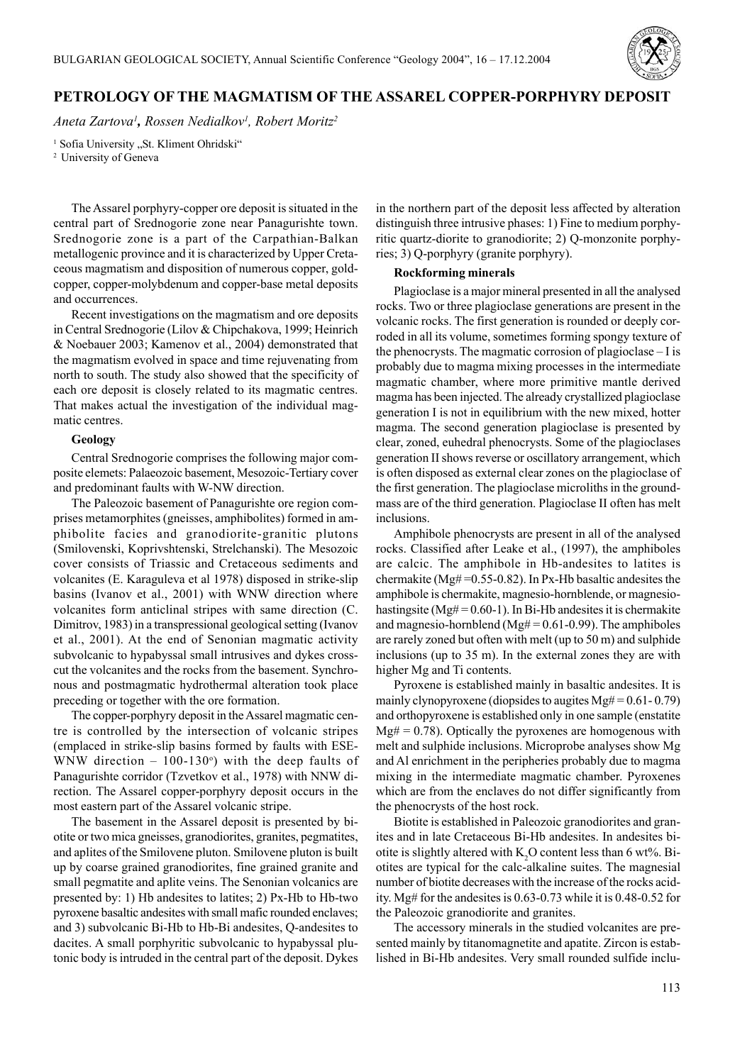# PETROLOGY OF THE MAGMATISM OF THE ASSAREL COPPER-PORPHYRY DEPOSIT

*Aneta Zartova[1], Rossen Nedialkov[1], Robert Moritz[2]*

[1] Sofia University „St. Kliment Ohridski"

[2] University of Geneva

The Assarel porphyry-copper ore deposit is situated in the central part of Srednogorie zone near Panagurishte town. Srednogorie zone is a part of the Carpathian-Balkan metallogenic province and it is characterized by Upper Cretaceous magmatism and disposition of numerous copper, gold-copper, copper-molybdenum and copper-base metal deposits and occurrences.

Recent investigations on the magmatism and ore deposits in Central Srednogorie (Lilov & Chipchakova, 1999; Heinrich & Noebauer 2003; Kamenov et al., 2004) demonstrated that the magmatism evolved in space and time rejuvenating from north to south. The study also showed that the specificity of each ore deposit is closely related to its magmatic centres. That makes actual the investigation of the individual magmatic centres.

**Geology**

Central Srednogorie comprises the following major composite elemets: Palaeozoic basement, Mesozoic-Tertiary cover and predominant faults with W-NW direction.

The Paleozoic basement of Panagurishte ore region comprises metamorphites (gneisses, amphibolites) formed in amphibolite facies and granodiorite-granitic plutons (Smilovenski, Koprivshtenski, Strelchanski). The Mesozoic cover consists of Triassic and Cretaceous sediments and volcanites (E. Karaguleva et al 1978) disposed in strike-slip basins (Ivanov et al., 2001) with WNW direction where volcanites form anticlinal stripes with same direction (C. Dimitrov, 1983) in a transpressional geological setting (Ivanov et al., 2001). At the end of Senonian magmatic activity subvolcanic to hypabyssal small intrusives and dykes crosscut the volcanites and the rocks from the basement. Synchronous and postmagmatic hydrothermal alteration took place preceding or together with the ore formation.

The copper-porphyry deposit in the Assarel magmatic centre is controlled by the intersection of volcanic stripes (emplaced in strike-slip basins formed by faults with ESE-WNW direction – 100-130°) with the deep faults of Panagurishte corridor (Tzvetkov et al., 1978) with NNW direction. The Assarel copper-porphyry deposit occurs in the most eastern part of the Assarel volcanic stripe.

The basement in the Assarel deposit is presented by biotite or two mica gneisses, granodiorites, granites, pegmatites, and aplites of the Smilovene pluton. Smilovene pluton is built up by coarse grained granodiorites, fine grained granite and small pegmatite and aplite veins. The Senonian volcanics are presented by: 1) Hb andesites to latites; 2) Px-Hb to Hb-two pyroxene basaltic andesites with small mafic rounded enclaves; and 3) subvolcanic Bi-Hb to Hb-Bi andesites, Q-andesites to dacites. A small porphyritic subvolcanic to hypabyssal plutonic body is intruded in the central part of the deposit. Dykes in the northern part of the deposit less affected by alteration distinguish three intrusive phases: 1) Fine to medium porphyritic quartz-diorite to granodiorite; 2) Q-monzonite porphyries; 3) Q-porphyry (granite porphyry).

**Rockforming minerals**

Plagioclase is a major mineral presented in all the analysed rocks. Two or three plagioclase generations are present in the volcanic rocks. The first generation is rounded or deeply corroded in all its volume, sometimes forming spongy texture of the phenocrysts. The magmatic corrosion of plagioclase – I is probably due to magma mixing processes in the intermediate magmatic chamber, where more primitive mantle derived magma has been injected. The already crystallized plagioclase generation I is not in equilibrium with the new mixed, hotter magma. The second generation plagioclase is presented by clear, zoned, euhedral phenocrysts. Some of the plagioclases generation II shows reverse or oscillatory arrangement, which is often disposed as external clear zones on the plagioclase of the first generation. The plagioclase microliths in the groundmass are of the third generation. Plagioclase II often has melt inclusions.

Amphibole phenocrysts are present in all of the analysed rocks. Classified after Leake et al., (1997), the amphiboles are calcic. The amphibole in Hb-andesites to latites is chermakite (Mg# =0.55-0.82). In Px-Hb basaltic andesites the amphibole is chermakite, magnesio-hornblende, or magnesio-hastingsite (Mg# = 0.60-1). In Bi-Hb andesites it is chermakite and magnesio-hornblend (Mg# = 0.61-0.99). The amphiboles are rarely zoned but often with melt (up to 50 m) and sulphide inclusions (up to 35 m). In the external zones they are with higher Mg and Ti contents.

Pyroxene is established mainly in basaltic andesites. It is mainly clynopyroxene (diopsides to augites Mg# = 0.61- 0.79) and orthopyroxene is established only in one sample (enstatite Mg# = 0.78). Optically the pyroxenes are homogenous with melt and sulphide inclusions. Microprobe analyses show Mg and Al enrichment in the peripheries probably due to magma mixing in the intermediate magmatic chamber. Pyroxenes which are from the enclaves do not differ significantly from the phenocrysts of the host rock.

Biotite is established in Paleozoic granodiorites and granites and in late Cretaceous Bi-Hb andesites. In andesites biotite is slightly altered with $K_2O$ content less than 6 wt%. Biotites are typical for the calc-alkaline suites. The magnesial number of biotite decreases with the increase of the rocks acidity. Mg# for the andesites is 0.63-0.73 while it is 0.48-0.52 for the Paleozoic granodiorites and granites.

The accessory minerals in the studied volcanites are presented mainly by titanomagnetite and apatite. Zircon is established in Bi-Hb andesites. Very small rounded sulfide inclu-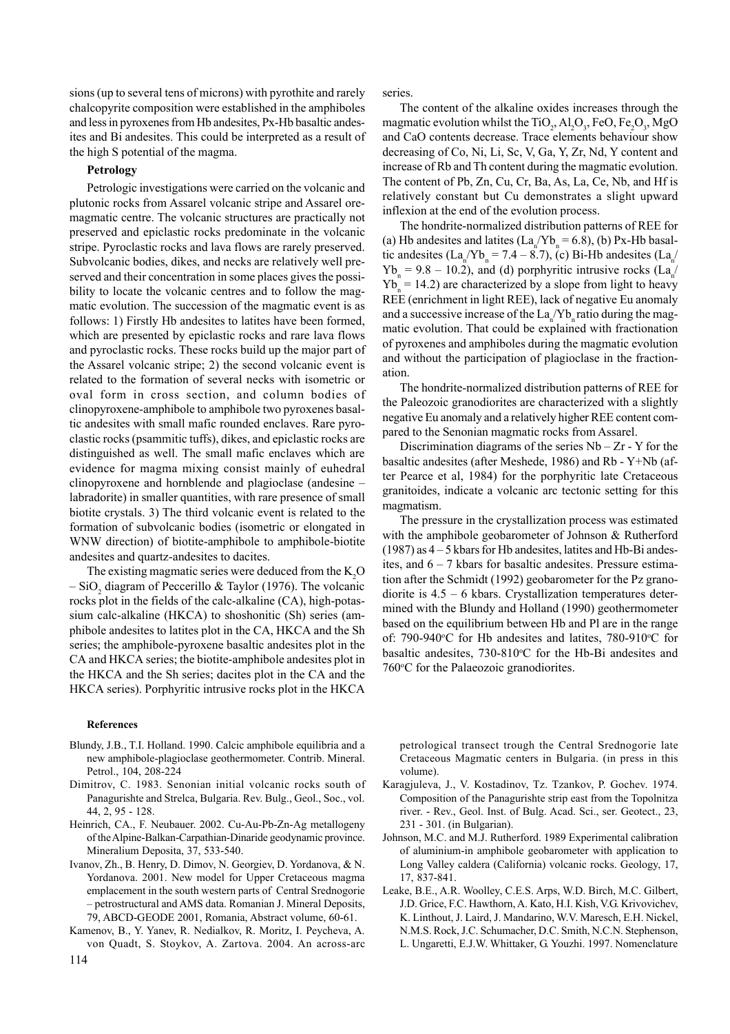sions (up to several tens of microns) with pyrothite and rarely chalcopyrite composition were established in the amphiboles and less in pyroxenes from Hb andesites, Px-Hb basaltic andesites and Bi andesites. This could be interpreted as a result of the high S potential of the magma.

**Petrology**

Petrologic investigations were carried on the volcanic and plutonic rocks from Assarel volcanic stripe and Assarel ore-magmatic centre. The volcanic structures are practically not preserved and epiclastic rocks predominate in the volcanic stripe. Pyroclastic rocks and lava flows are rarely preserved. Subvolcanic bodies, dikes, and necks are relatively well preserved and their concentration in some places gives the possibility to locate the volcanic centres and to follow the magmatic evolution. The succession of the magmatic event is as follows: 1) Firstly Hb andesites to latites have been formed, which are presented by epiclastic rocks and rare lava flows and pyroclastic rocks. These rocks build up the major part of the Assarel volcanic stripe; 2) the second volcanic event is related to the formation of several necks with isometric or oval form in cross section, and column bodies of clinopyroxene-amphibole to amphibole two pyroxenes basaltic andesites with small mafic rounded enclaves. Rare pyroclastic rocks (psammitic tuffs), dikes, and epiclastic rocks are distinguished as well. The small mafic enclaves which are evidence for magma mixing consist mainly of euhedral clinopyroxene and hornblende and plagioclase (andesine – labradorite) in smaller quantities, with rare presence of small biotite crystals. 3) The third volcanic event is related to the formation of subvolcanic bodies (isometric or elongated in WNW direction) of biotite-amphibole to amphibole-biotite andesites and quartz-andesites to dacites.

The existing magmatic series were deduced from the $K_2O$ – $SiO_2$ diagram of Peccerillo & Taylor (1976). The volcanic rocks plot in the fields of the calc-alkaline (CA), high-potassium calc-alkaline (HKCA) to shoshonitic (Sh) series (amphibole andesites to latites plot in the CA, HKCA and the Sh series; the amphibole-pyroxene basaltic andesites plot in the CA and HKCA series; the biotite-amphibole andesites plot in the HKCA and the Sh series; dacites plot in the CA and the HKCA series). Porphyritic intrusive rocks plot in the HKCA series.

The content of the alkaline oxides increases through the magmatic evolution whilst the $TiO_2$, $Al_2O_3$, FeO, $Fe_2O_3$, MgO and CaO contents decrease. Trace elements behaviour show decreasing of Co, Ni, Li, Sc, V, Ga, Y, Zr, Nd, Y content and increase of Rb and Th content during the magmatic evolution. The content of Pb, Zn, Cu, Cr, Ba, As, La, Ce, Nb, and Hf is relatively constant but Cu demonstrates a slight upward inflexion at the end of the evolution process.

The hondrite-normalized distribution patterns of REE for (a) Hb andesites and latites ($La_n/Yb_n = 6.8$), (b) Px-Hb basaltic andesites ($La_n/Yb_n = 7.4 – 8.7$), (c) Bi-Hb andesites ($La_n/Yb_n = 9.8 – 10.2$), and (d) porphyritic intrusive rocks ($La_n/Yb_n = 14.2$) are characterized by a slope from light to heavy REE (enrichment in light REE), lack of negative Eu anomaly and a successive increase of the $La_n/Yb_n$ ratio during the magmatic evolution. That could be explained with fractionation of pyroxenes and amphiboles during the magmatic evolution and without the participation of plagioclase in the fractionation.

The hondrite-normalized distribution patterns of REE for the Paleozoic granodiorites are characterized with a slightly negative Eu anomaly and a relatively higher REE content compared to the Senonian magmatic rocks from Assarel.

Discrimination diagrams of the series Nb – Zr - Y for the basaltic andesites (after Meshede, 1986) and Rb - Y+Nb (after Pearce et al, 1984) for the porphyritic late Cretaceous granitoides, indicate a volcanic arc tectonic setting for this magmatism.

The pressure in the crystallization process was estimated with the amphibole geobarometer of Johnson & Rutherford (1987) as 4 – 5 kbars for Hb andesites, latites and Hb-Bi andesites, and 6 – 7 kbars for basaltic andesites. Pressure estimation after the Schmidt (1992) geobarometer for the Pz granodiorite is 4.5 – 6 kbars. Crystallization temperatures determined with the Blundy and Holland (1990) geothermometer based on the equilibrium between Hb and Pl are in the range of: 790-940°C for Hb andesites and latites, 780-910°C for basaltic andesites, 730-810°C for the Hb-Bi andesites and 760°C for the Palaeozoic granodiorites.

**References**

Blundy, J.B., T.I. Holland. 1990. Calcic amphibole equilibria and a new amphibole-plagioclase geothermometer. Contrib. Mineral. Petrol., 104, 208-224

Dimitrov, C. 1983. Senonian initial volcanic rocks south of Panagurishte and Strelca, Bulgaria. Rev. Bulg., Geol., Soc., vol. 44, 2, 95 - 128.

Heinrich, CA., F. Neubauer. 2002. Cu-Au-Pb-Zn-Ag metallogeny of the Alpine-Balkan-Carpathian-Dinaride geodynamic province. Mineralium Deposita, 37, 533-540.

Ivanov, Zh., B. Henry, D. Dimov, N. Georgiev, D. Yordanova, & N. Yordanova. 2001. New model for Upper Cretaceous magma emplacement in the south western parts of Central Srednogorie – petrostructural and AMS data. Romanian J. Mineral Deposits, 79, ABCD-GEODE 2001, Romania, Abstract volume, 60-61.

Kamenov, B., Y. Yanev, R. Nedialkov, R. Moritz, I. Peycheva, A. von Quadt, S. Stoykov, A. Zartova. 2004. An across-arc petrological transect trough the Central Srednogorie late Cretaceous Magmatic centers in Bulgaria. (in press in this volume).

Karagjuleva, J., V. Kostadinov, Tz. Tzankov, P. Gochev. 1974. Composition of the Panagurishte strip east from the Topolnitza river. - Rev., Geol. Inst. of Bulg. Acad. Sci., ser. Geotect., 23, 231 - 301. (in Bulgarian).

Johnson, M.C. and M.J. Rutherford. 1989 Experimental calibration of aluminium-in amphibole geobarometer with application to Long Valley caldera (California) volcanic rocks. Geology, 17, 17, 837-841.

Leake, B.E., A.R. Woolley, C.E.S. Arps, W.D. Birch, M.C. Gilbert, J.D. Grice, F.C. Hawthorn, A. Kato, H.J. Kish, V.G. Krivovichev, K. Linthout, J. Laird, J. Mandarino, W.V. Maresch, E.H. Nickel, N.M.S. Rock, J.C. Schumacher, D.C. Smith, N.C.N. Stephenson, L. Ungaretti, E.J.W. Whittaker, G. Youzhi. 1997. Nomenclature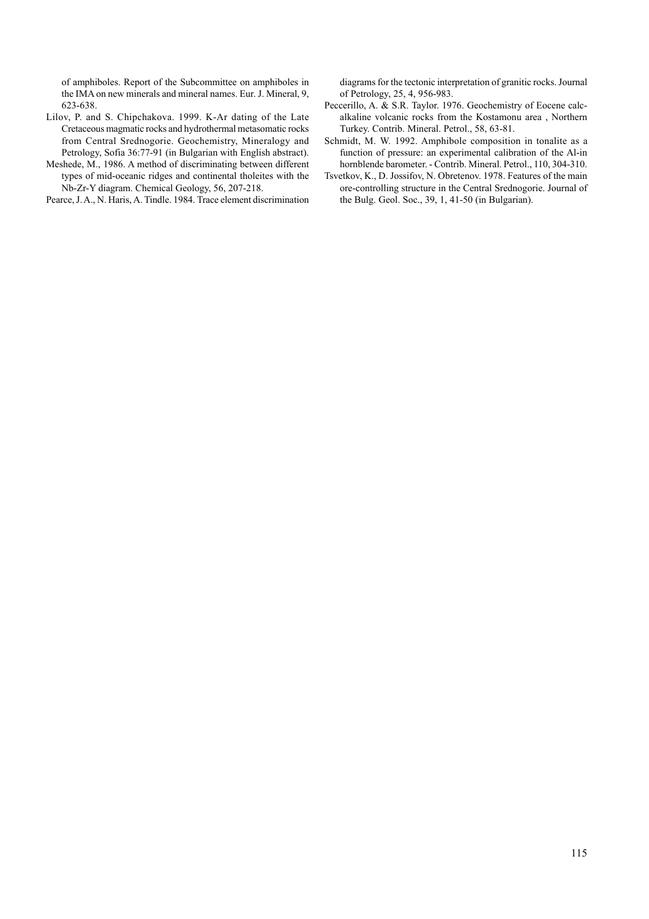of amphiboles. Report of the Subcommittee on amphiboles in the IMA on new minerals and mineral names. Eur. J. Mineral, 9, 623-638.

Lilov, P. and S. Chipchakova. 1999. K-Ar dating of the Late Cretaceous magmatic rocks and hydrothermal metasomatic rocks from Central Srednogorie. Geochemistry, Mineralogy and Petrology, Sofia 36:77-91 (in Bulgarian with English abstract).

Meshede, M., 1986. A method of discriminating between different types of mid-oceanic ridges and continental tholeites with the Nb-Zr-Y diagram. Chemical Geology, 56, 207-218.

Pearce, J. A., N. Haris, A. Tindle. 1984. Trace element discrimination diagrams for the tectonic interpretation of granitic rocks. Journal of Petrology, 25, 4, 956-983.

Peccerillo, A. & S.R. Taylor. 1976. Geochemistry of Eocene calc-alkaline volcanic rocks from the Kostamonu area , Northern Turkey. Contrib. Mineral. Petrol., 58, 63-81.

Schmidt, M. W. 1992. Amphibole composition in tonalite as a function of pressure: an experimental calibration of the Al-in hornblende barometer. - Contrib. Mineral. Petrol., 110, 304-310.

Tsvetkov, K., D. Jossifov, N. Obretenov. 1978. Features of the main ore-controlling structure in the Central Srednogorie. Journal of the Bulg. Geol. Soc., 39, 1, 41-50 (in Bulgarian).